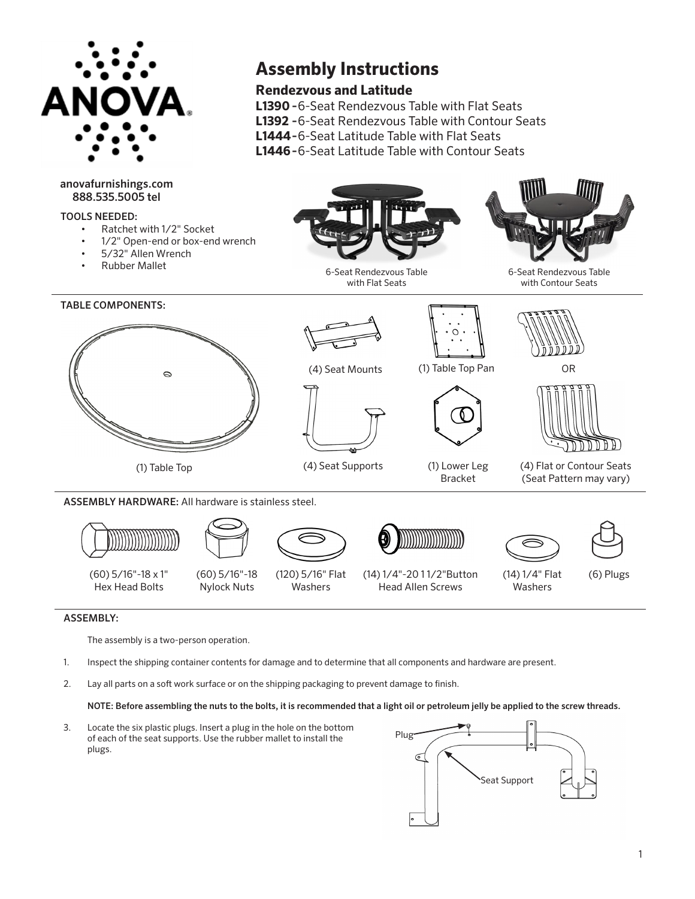# Assembly Instructions

## Rendezvous and Latitude

**L1390 -** 6-Seat Rendezvous Table with Flat Seats
**L1392 -** 6-Seat Rendezvous Table with Contour Seats
**L1444 -** 6-Seat Latitude Table with Flat Seats
**L1446 -** 6-Seat Latitude Table with Contour Seats

anovafurnishings.com
888.535.5005 tel

**TOOLS NEEDED:**

- Ratchet with 1/2" Socket
- 1/2" Open-end or box-end wrench
- 5/32" Allen Wrench
- Rubber Mallet

6-Seat Rendezvous Table with Flat Seats

6-Seat Rendezvous Table with Contour Seats

**TABLE COMPONENTS:**

- (1) Table Top
- (4) Seat Mounts
- (1) Table Top Pan
- (4) Seat Supports
- (1) Lower Leg Bracket
- (4) Flat OR Contour Seats (Seat Pattern may vary)

**ASSEMBLY HARDWARE:** All hardware is stainless steel.

- (60) 5/16"-18 x 1" Hex Head Bolts
- (60) 5/16"-18 Nylock Nuts
- (120) 5/16" Flat Washers
- (14) 1/4"-20 1 1/2"Button Head Allen Screws
- (14) 1/4" Flat Washers
- (6) Plugs

**ASSEMBLY:**

The assembly is a two-person operation.

1. Inspect the shipping container contents for damage and to determine that all components and hardware are present.
2. Lay all parts on a soft work surface or on the shipping packaging to prevent damage to finish.

**NOTE: Before assembling the nuts to the bolts, it is recommended that a light oil or petroleum jelly be applied to the screw threads.**

3. Locate the six plastic plugs. Insert a plug in the hole on the bottom of each of the seat supports. Use the rubber mallet to install the plugs.

Plug

Seat Support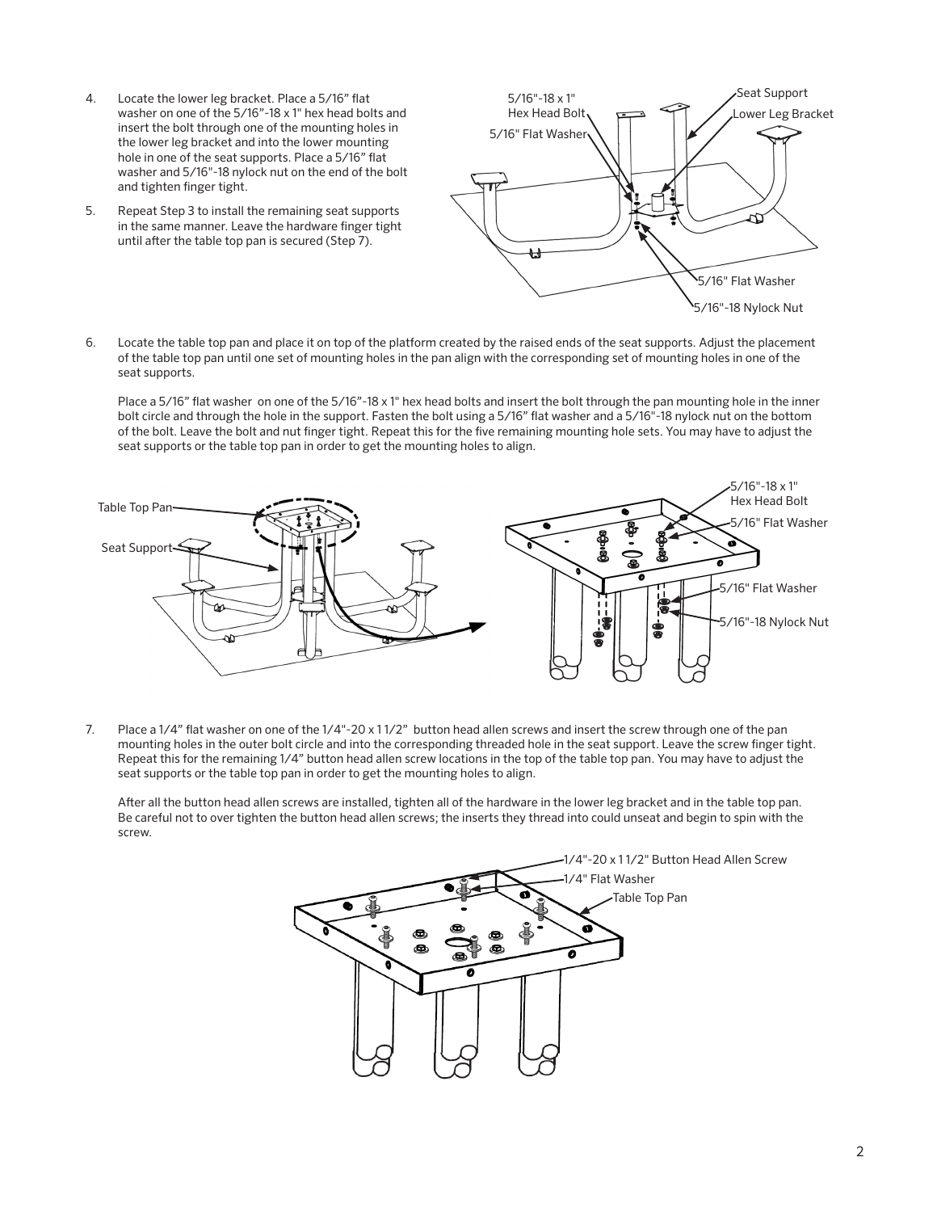4. Locate the lower leg bracket. Place a 5/16" flat washer on one of the 5/16"-18 x 1" hex head bolts and insert the bolt through one of the mounting holes in the lower leg bracket and into the lower mounting hole in one of the seat supports. Place a 5/16" flat washer and 5/16"-18 nylock nut on the end of the bolt and tighten finger tight.

5. Repeat Step 3 to install the remaining seat supports in the same manner. Leave the hardware finger tight until after the table top pan is secured (Step 7).

6. Locate the table top pan and place it on top of the platform created by the raised ends of the seat supports. Adjust the placement of the table top pan until one set of mounting holes in the pan align with the corresponding set of mounting holes in one of the seat supports.

   Place a 5/16" flat washer on one of the 5/16"-18 x 1" hex head bolts and insert the bolt through the pan mounting hole in the inner bolt circle and through the hole in the support. Fasten the bolt using a 5/16" flat washer and a 5/16"-18 nylock nut on the bottom of the bolt. Leave the bolt and nut finger tight. Repeat this for the five remaining mounting hole sets. You may have to adjust the seat supports or the table top pan in order to get the mounting holes to align.

7. Place a 1/4" flat washer on one of the 1/4"-20 x 1 1/2" button head allen screws and insert the screw through one of the pan mounting holes in the outer bolt circle and into the corresponding threaded hole in the seat support. Leave the screw finger tight. Repeat this for the remaining 1/4" button head allen screw locations in the top of the table top pan. You may have to adjust the seat supports or the table top pan in order to get the mounting holes to align.

   After all the button head allen screws are installed, tighten all of the hardware in the lower leg bracket and in the table top pan. Be careful not to over tighten the button head allen screws; the inserts they thread into could unseat and begin to spin with the screw.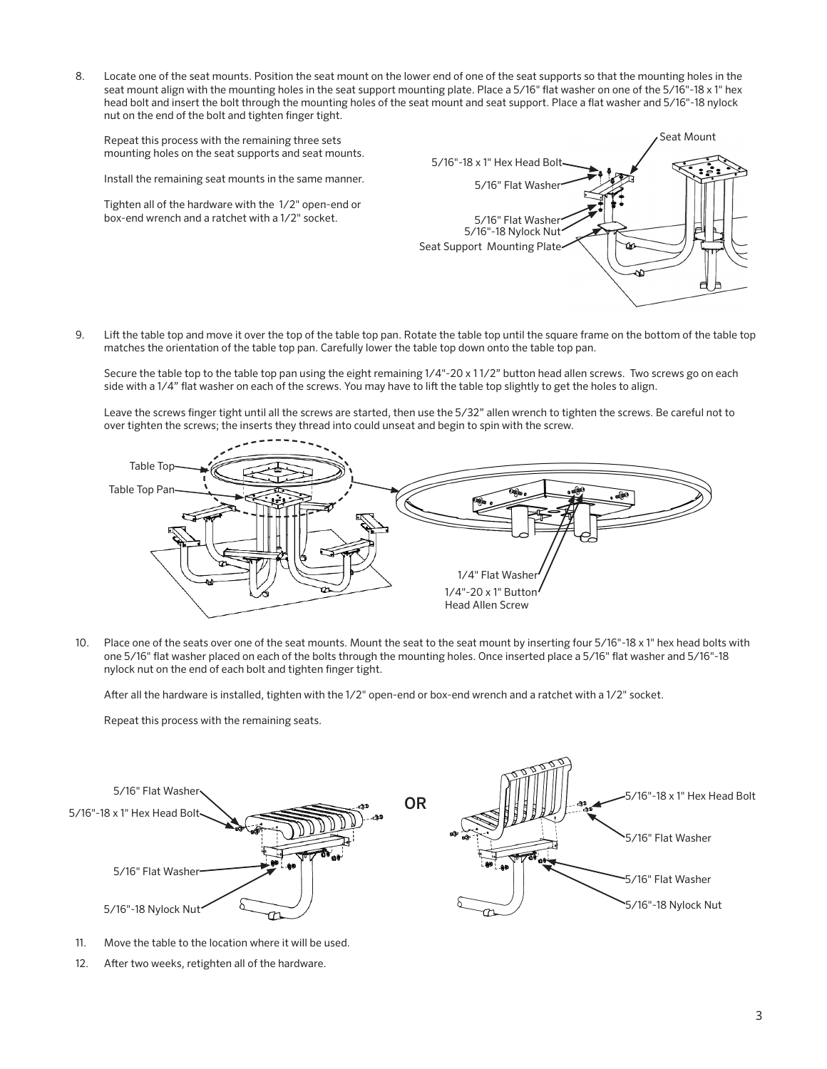8. Locate one of the seat mounts. Position the seat mount on the lower end of one of the seat supports so that the mounting holes in the seat mount align with the mounting holes in the seat support mounting plate. Place a 5/16" flat washer on one of the 5/16"-18 x 1" hex head bolt and insert the bolt through the mounting holes of the seat mount and seat support. Place a flat washer and 5/16"-18 nylock nut on the end of the bolt and tighten finger tight.

   Repeat this process with the remaining three sets mounting holes on the seat supports and seat mounts.

   Install the remaining seat mounts in the same manner.

   Tighten all of the hardware with the 1/2" open-end or box-end wrench and a ratchet with a 1/2" socket.

   Seat Mount
   5/16"-18 x 1" Hex Head Bolt
   5/16" Flat Washer
   5/16" Flat Washer
   5/16"-18 Nylock Nut
   Seat Support Mounting Plate

9. Lift the table top and move it over the top of the table top pan. Rotate the table top until the square frame on the bottom of the table top matches the orientation of the table top pan. Carefully lower the table top down onto the table top pan.

   Secure the table top to the table top pan using the eight remaining 1/4"-20 x 1 1/2" button head allen screws. Two screws go on each side with a 1/4" flat washer on each of the screws. You may have to lift the table top slightly to get the holes to align.

   Leave the screws finger tight until all the screws are started, then use the 5/32" allen wrench to tighten the screws. Be careful not to over tighten the screws; the inserts they thread into could unseat and begin to spin with the screw.

   Table Top
   Table Top Pan
   1/4" Flat Washer
   1/4"-20 x 1" Button Head Allen Screw

10. Place one of the seats over one of the seat mounts. Mount the seat to the seat mount by inserting four 5/16"-18 x 1" hex head bolts with one 5/16" flat washer placed on each of the bolts through the mounting holes. Once inserted place a 5/16" flat washer and 5/16"-18 nylock nut on the end of each bolt and tighten finger tight.

    After all the hardware is installed, tighten with the 1/2" open-end or box-end wrench and a ratchet with a 1/2" socket.

    Repeat this process with the remaining seats.

    5/16" Flat Washer
    5/16"-18 x 1" Hex Head Bolt
    5/16" Flat Washer
    5/16"-18 Nylock Nut

    OR

    5/16"-18 x 1" Hex Head Bolt
    5/16" Flat Washer
    5/16" Flat Washer
    5/16"-18 Nylock Nut

11. Move the table to the location where it will be used.

12. After two weeks, retighten all of the hardware.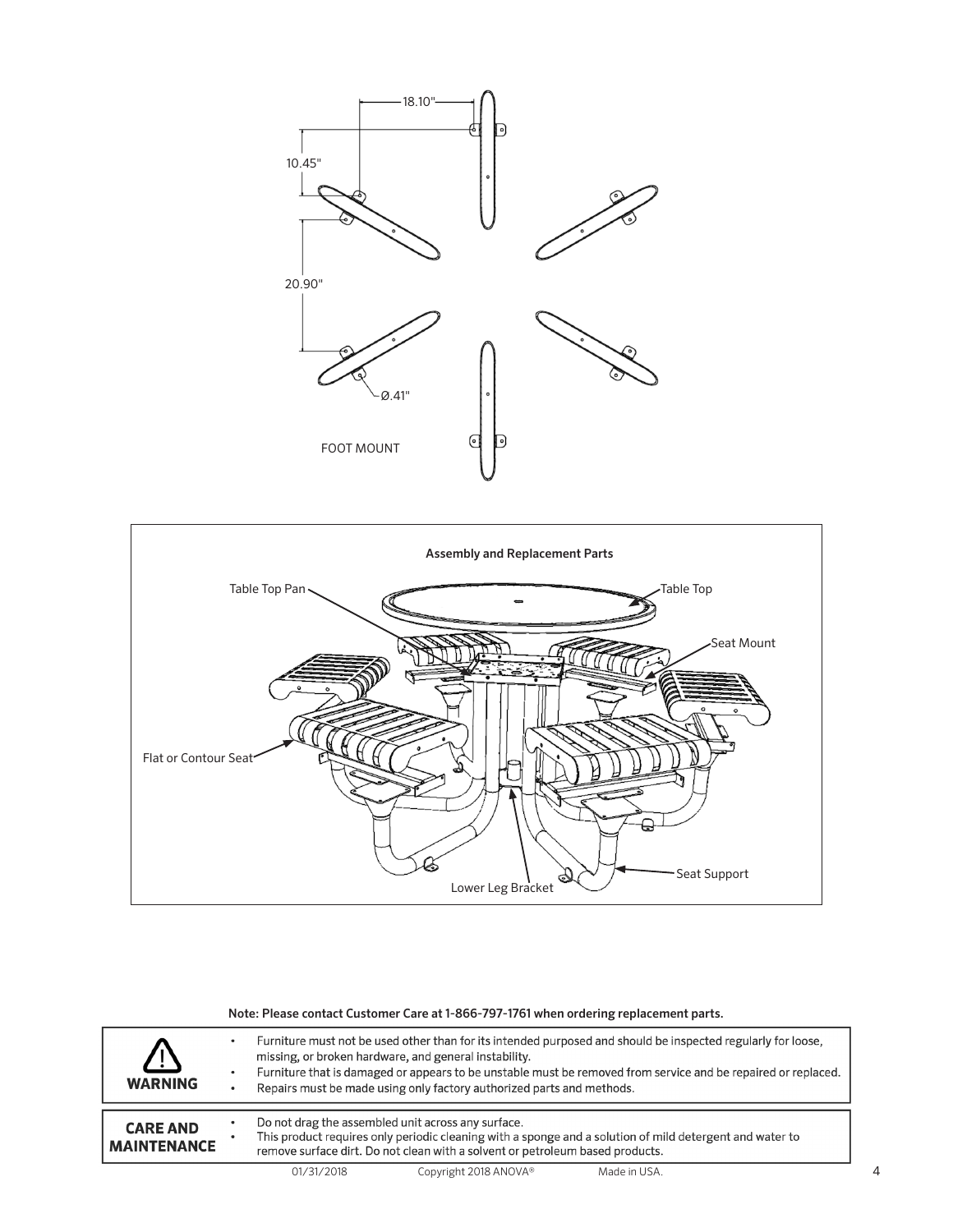18.10"

10.45"

20.90"

Ø.41"

FOOT MOUNT

**Assembly and Replacement Parts**

Table Top Pan

Table Top

Seat Mount

Flat or Contour Seat

Seat Support

Lower Leg Bracket

**Note: Please contact Customer Care at 1-866-797-1761 when ordering replacement parts.**

| | |
|---|---|
| **WARNING** | • Furniture must not be used other than for its intended purposed and should be inspected regularly for loose, missing, or broken hardware, and general instability.<br>• Furniture that is damaged or appears to be unstable must be removed from service and be repaired or replaced.<br>• Repairs must be made using only factory authorized parts and methods. |

| | |
|---|---|
| **CARE AND MAINTENANCE** | • Do not drag the assembled unit across any surface.<br>• This product requires only periodic cleaning with a sponge and a solution of mild detergent and water to remove surface dirt. Do not clean with a solvent or petroleum based products. |

01/31/2018 Copyright 2018 ANOVA® Made in USA.